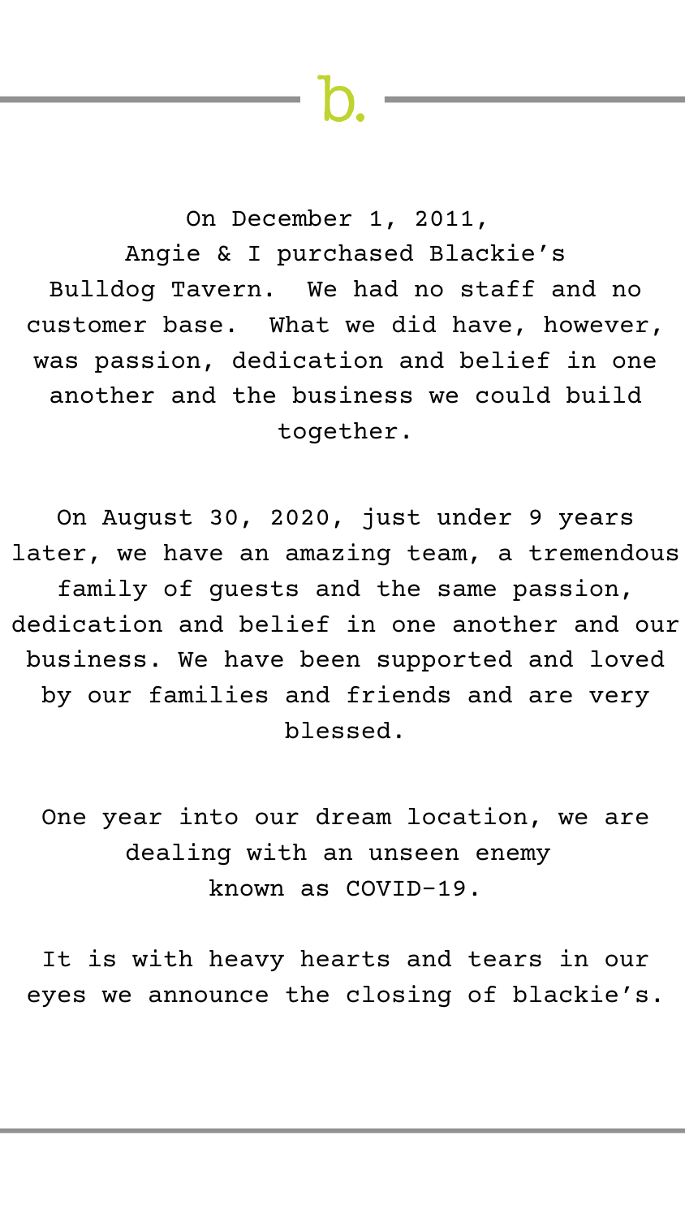b.

On December 1, 2011, Angie & I purchased Blackie's Bulldog Tavern. We had no staff and no customer base. What we did have, however, was passion, dedication and belief in one another and the business we could build together.

On August 30, 2020, just under 9 years later, we have an amazing team, a tremendous family of guests and the same passion, dedication and belief in one another and our business. We have been supported and loved by our families and friends and are very blessed.

One year into our dream location, we are dealing with an unseen enemy known as COVID-19.

It is with heavy hearts and tears in our eyes we announce the closing of blackie's.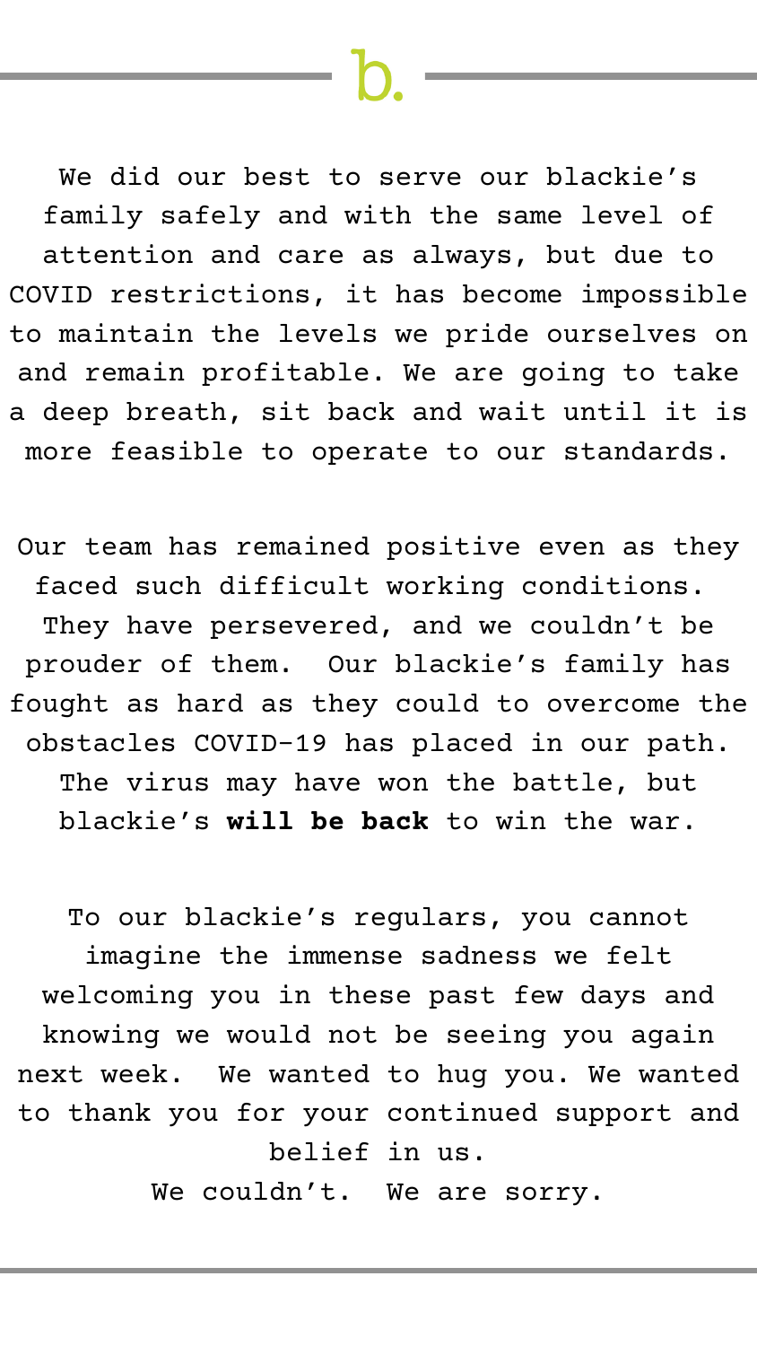b.

We did our best to serve our blackie's family safely and with the same level of attention and care as always, but due to COVID restrictions, it has become impossible to maintain the levels we pride ourselves on and remain profitable. We are going to take a deep breath, sit back and wait until it is more feasible to operate to our standards.

Our team has remained positive even as they faced such difficult working conditions. They have persevered, and we couldn't be prouder of them. Our blackie's family has fought as hard as they could to overcome the obstacles COVID-19 has placed in our path. The virus may have won the battle, but blackie's **will be back** to win the war.

To our blackie's regulars, you cannot imagine the immense sadness we felt welcoming you in these past few days and knowing we would not be seeing you again next week. We wanted to hug you. We wanted to thank you for your continued support and belief in us.
We couldn't. We are sorry.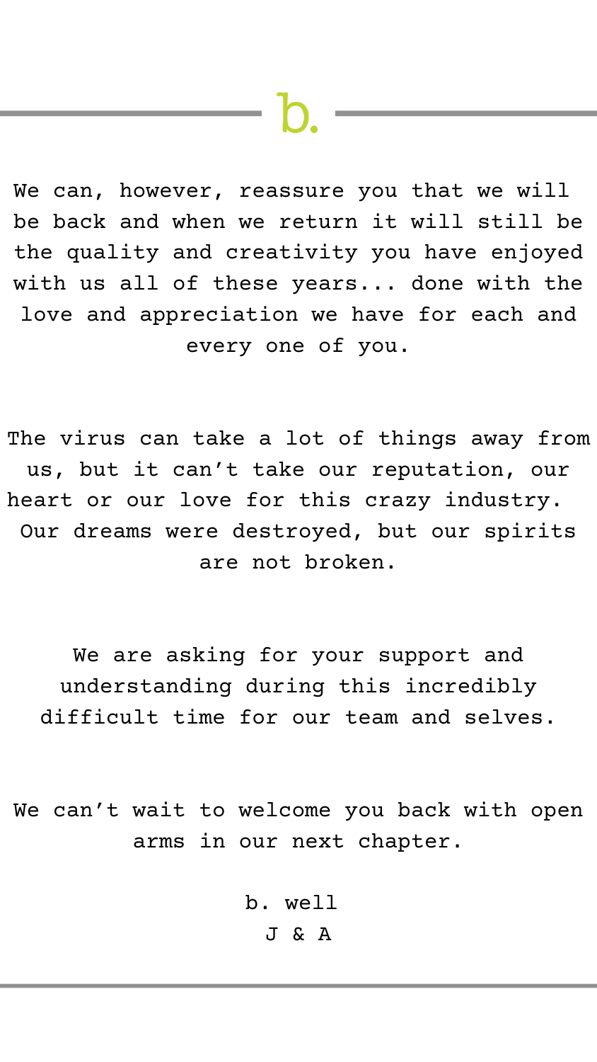b.

We can, however, reassure you that we will be back and when we return it will still be the quality and creativity you have enjoyed with us all of these years... done with the love and appreciation we have for each and every one of you.

The virus can take a lot of things away from us, but it can't take our reputation, our heart or our love for this crazy industry. Our dreams were destroyed, but our spirits are not broken.

We are asking for your support and understanding during this incredibly difficult time for our team and selves.

We can't wait to welcome you back with open arms in our next chapter.

b. well  
J & A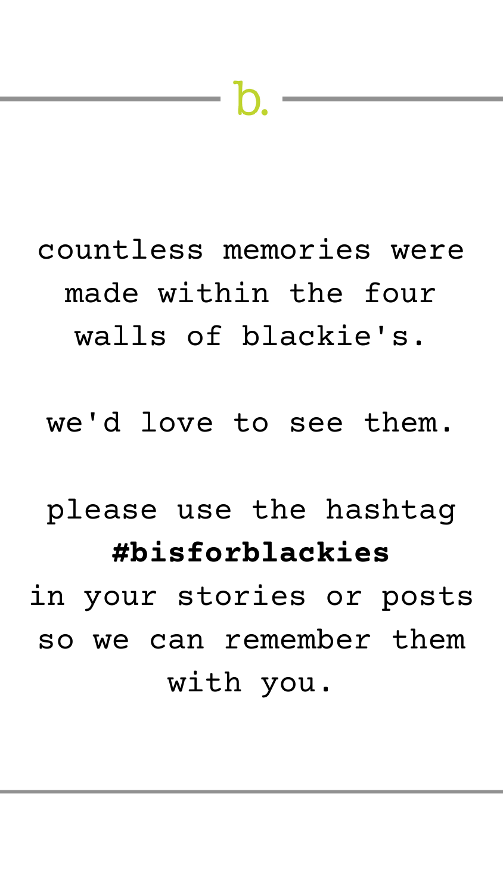b.

countless memories were made within the four walls of blackie's.

we'd love to see them.

please use the hashtag **#bisforblackies** in your stories or posts so we can remember them with you.